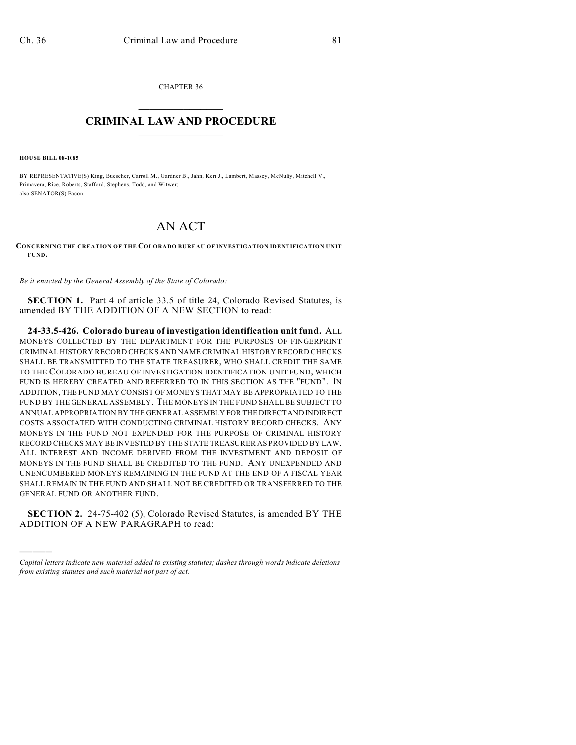CHAPTER 36

# CRIMINAL LAW AND PROCEDURE

**HOUSE BILL 08-1085**

BY REPRESENTATIVE(S) King, Buescher, Carroll M., Gardner B., Jahn, Kerr J., Lambert, Massey, McNulty, Mitchell V., Primavera, Rice, Roberts, Stafford, Stephens, Todd, and Witwer;
also SENATOR(S) Bacon.

# AN ACT

**CONCERNING THE CREATION OF THE COLORADO BUREAU OF INVESTIGATION IDENTIFICATION UNIT FUND.**

*Be it enacted by the General Assembly of the State of Colorado:*

**SECTION 1.** Part 4 of article 33.5 of title 24, Colorado Revised Statutes, is amended BY THE ADDITION OF A NEW SECTION to read:

**24-33.5-426. Colorado bureau of investigation identification unit fund.** ALL MONEYS COLLECTED BY THE DEPARTMENT FOR THE PURPOSES OF FINGERPRINT CRIMINAL HISTORY RECORD CHECKS AND NAME CRIMINAL HISTORY RECORD CHECKS SHALL BE TRANSMITTED TO THE STATE TREASURER, WHO SHALL CREDIT THE SAME TO THE COLORADO BUREAU OF INVESTIGATION IDENTIFICATION UNIT FUND, WHICH FUND IS HEREBY CREATED AND REFERRED TO IN THIS SECTION AS THE "FUND". IN ADDITION, THE FUND MAY CONSIST OF MONEYS THAT MAY BE APPROPRIATED TO THE FUND BY THE GENERAL ASSEMBLY. THE MONEYS IN THE FUND SHALL BE SUBJECT TO ANNUAL APPROPRIATION BY THE GENERAL ASSEMBLY FOR THE DIRECT AND INDIRECT COSTS ASSOCIATED WITH CONDUCTING CRIMINAL HISTORY RECORD CHECKS. ANY MONEYS IN THE FUND NOT EXPENDED FOR THE PURPOSE OF CRIMINAL HISTORY RECORD CHECKS MAY BE INVESTED BY THE STATE TREASURER AS PROVIDED BY LAW. ALL INTEREST AND INCOME DERIVED FROM THE INVESTMENT AND DEPOSIT OF MONEYS IN THE FUND SHALL BE CREDITED TO THE FUND. ANY UNEXPENDED AND UNENCUMBERED MONEYS REMAINING IN THE FUND AT THE END OF A FISCAL YEAR SHALL REMAIN IN THE FUND AND SHALL NOT BE CREDITED OR TRANSFERRED TO THE GENERAL FUND OR ANOTHER FUND.

**SECTION 2.** 24-75-402 (5), Colorado Revised Statutes, is amended BY THE ADDITION OF A NEW PARAGRAPH to read:

---

*Capital letters indicate new material added to existing statutes; dashes through words indicate deletions from existing statutes and such material not part of act.*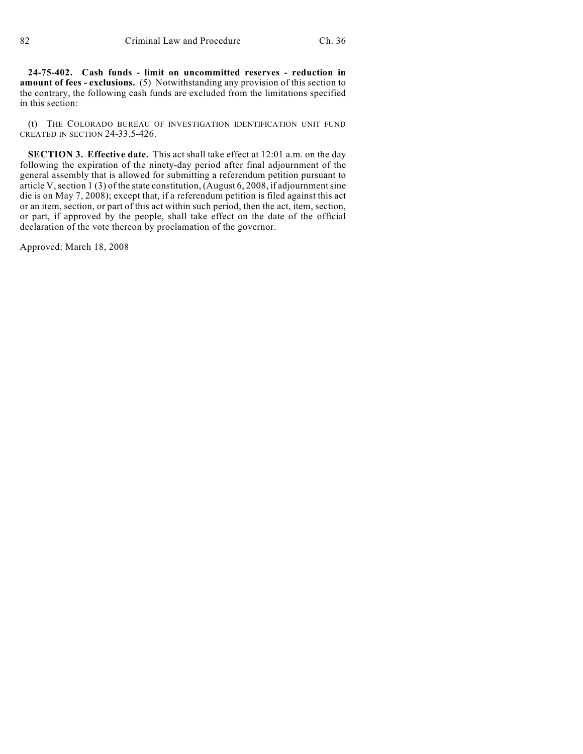**24-75-402. Cash funds - limit on uncommitted reserves - reduction in amount of fees - exclusions.** (5) Notwithstanding any provision of this section to the contrary, the following cash funds are excluded from the limitations specified in this section:

(t) THE COLORADO BUREAU OF INVESTIGATION IDENTIFICATION UNIT FUND CREATED IN SECTION 24-33.5-426.

**SECTION 3. Effective date.** This act shall take effect at 12:01 a.m. on the day following the expiration of the ninety-day period after final adjournment of the general assembly that is allowed for submitting a referendum petition pursuant to article V, section 1 (3) of the state constitution, (August 6, 2008, if adjournment sine die is on May 7, 2008); except that, if a referendum petition is filed against this act or an item, section, or part of this act within such period, then the act, item, section, or part, if approved by the people, shall take effect on the date of the official declaration of the vote thereon by proclamation of the governor.

Approved: March 18, 2008